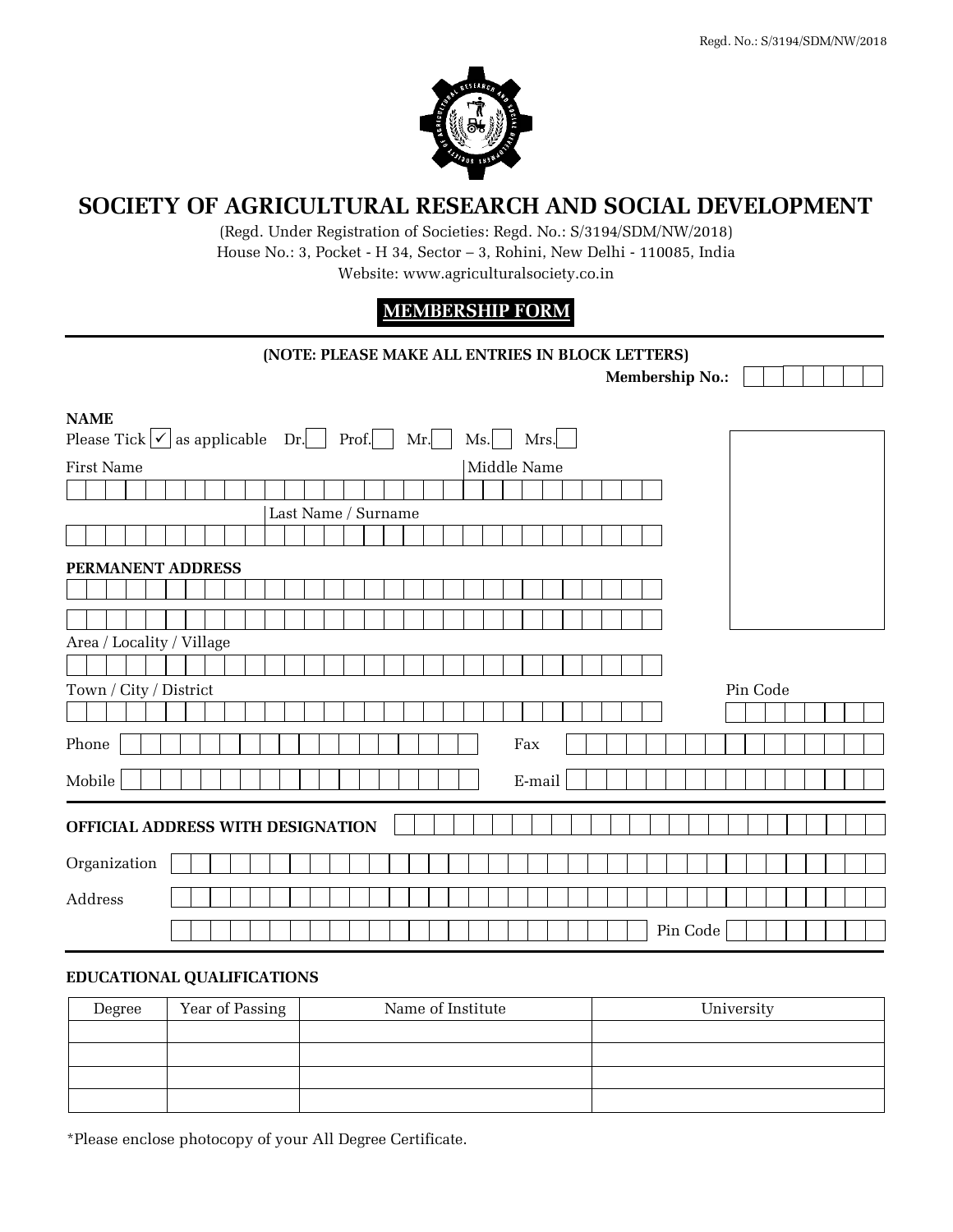Regd. No.: S/3194/SDM/NW/2018

# SOCIETY OF AGRICULTURAL RESEARCH AND SOCIAL DEVELOPMENT

(Regd. Under Registration of Societies: Regd. No.: S/3194/SDM/NW/2018)
House No.: 3, Pocket - H 34, Sector – 3, Rohini, New Delhi - 110085, India
Website: www.agriculturalsociety.co.in

## MEMBERSHIP FORM

**(NOTE: PLEASE MAKE ALL ENTRIES IN BLOCK LETTERS)**

**Membership No.:**

**NAME**

Please Tick ✓ as applicable Dr. Prof. Mr. Ms. Mrs.

First Name

Middle Name

Last Name / Surname

**PERMANENT ADDRESS**

Area / Locality / Village

Town / City / District

Pin Code

Phone

Fax

Mobile

E-mail

**OFFICIAL ADDRESS WITH DESIGNATION**

Organization

Address

Pin Code

**EDUCATIONAL QUALIFICATIONS**

| Degree | Year of Passing | Name of Institute | University |
|---|---|---|---|
| | | | |
| | | | |
| | | | |
| | | | |

*Please enclose photocopy of your All Degree Certificate.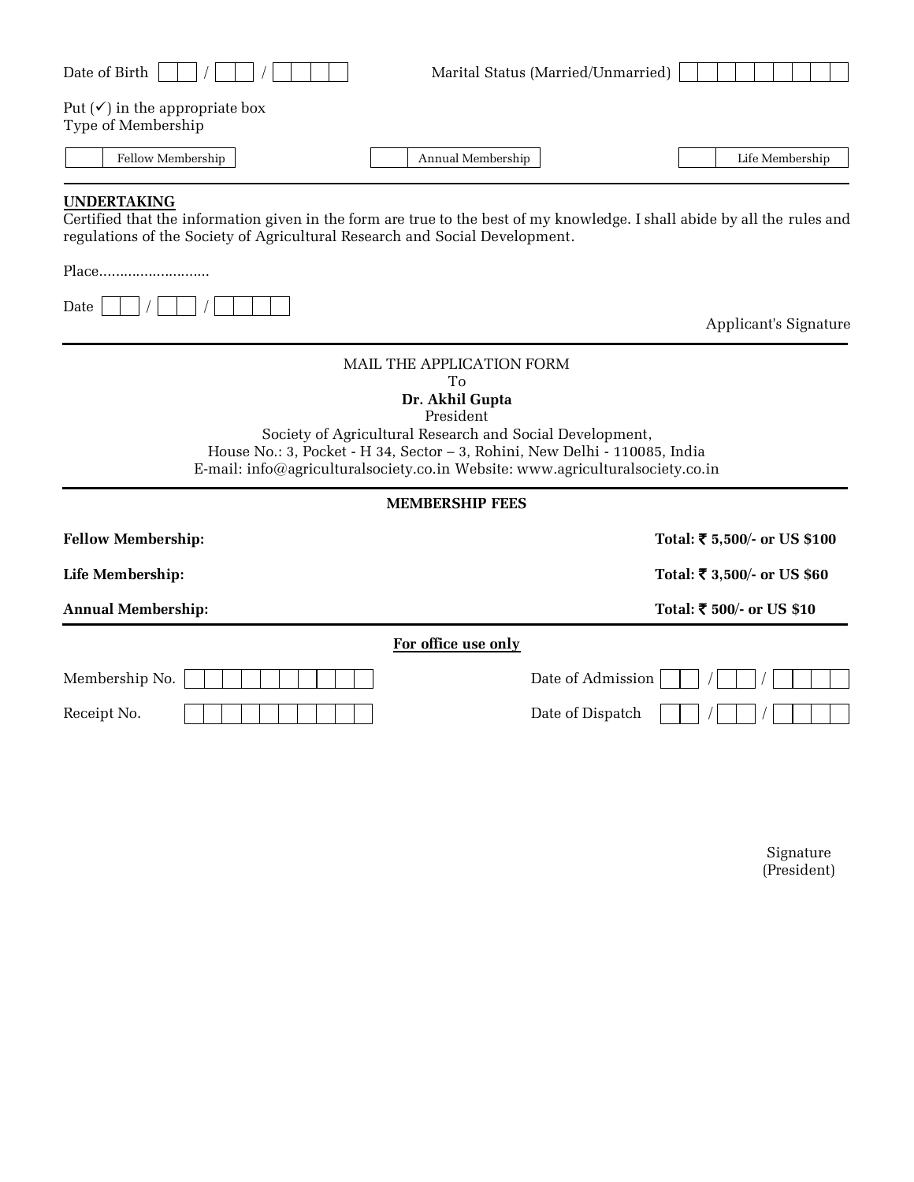Date of Birth ☐☐ / ☐☐ / ☐☐☐☐ Marital Status (Married/Unmarried) ☐☐☐☐☐☐☐☐☐

Put (✓) in the appropriate box
Type of Membership

☐ Fellow Membership ☐ Annual Membership ☐ Life Membership

**UNDERTAKING**

Certified that the information given in the form are true to the best of my knowledge. I shall abide by all the rules and regulations of the Society of Agricultural Research and Social Development.

Place...........................

Date ☐☐ / ☐☐ / ☐☐☐☐

Applicant's Signature

MAIL THE APPLICATION FORM
To
**Dr. Akhil Gupta**
President
Society of Agricultural Research and Social Development,
House No.: 3, Pocket - H 34, Sector – 3, Rohini, New Delhi - 110085, India
E-mail: info@agriculturalsociety.co.in Website: www.agriculturalsociety.co.in

**MEMBERSHIP FEES**

| | |
|---|---|
| **Fellow Membership:** | **Total: ₹ 5,500/- or US $100** |
| **Life Membership:** | **Total: ₹ 3,500/- or US $60** |
| **Annual Membership:** | **Total: ₹ 500/- or US $10** |

**For office use only**

Membership No. ☐☐☐☐☐☐☐☐☐☐ Date of Admission ☐☐ / ☐☐ / ☐☐☐☐

Receipt No. ☐☐☐☐☐☐☐☐☐☐ Date of Dispatch ☐☐ / ☐☐ / ☐☐☐☐

Signature
(President)